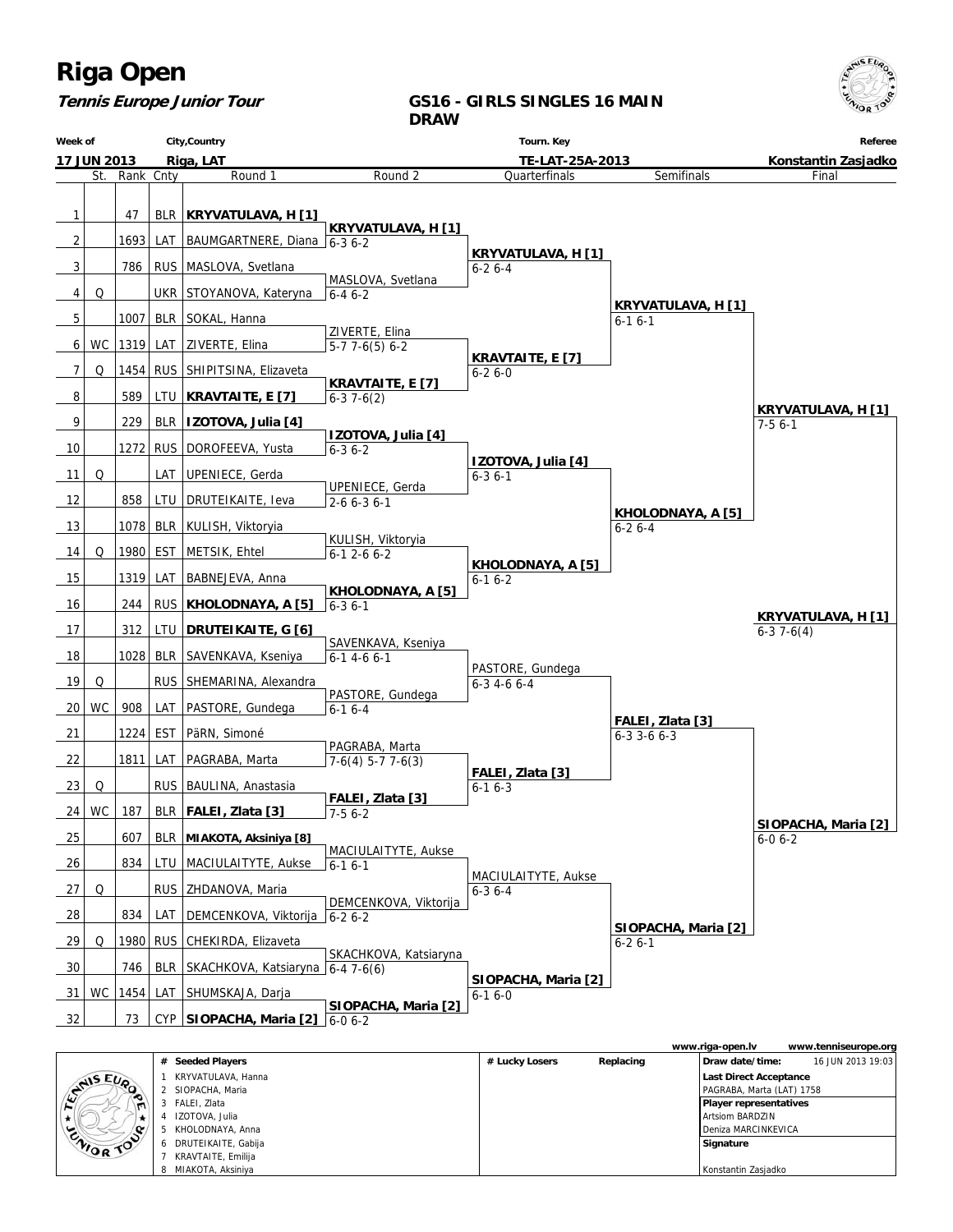# Riga Open

**Tennis Europe Junior Tour**

**GS16 - GIRLS SINGLES 16 MAIN DRAW**

| Week of | City,Country | Tourn. Key | Referee |
|---|---|---|---|
| 17 JUN 2013 | Riga, LAT | TE-LAT-25A-2013 | Konstantin Zasjadko |

| # | St. | Rank | Cnty | Round 1 | Round 2 | Quarterfinals | Semifinals | Final |
|---|---|---|---|---|---|---|---|---|
| 1 | | 47 | BLR | **KRYVATULAVA, H [1]** | | | | |
| | | | | | **KRYVATULAVA, H [1]** | | | |
| 2 | | 1693 | LAT | BAUMGARTNERE, Diana | 6-3 6-2 | | | |
| | | | | | | **KRYVATULAVA, H [1]** | | |
| 3 | | 786 | RUS | MASLOVA, Svetlana | | 6-2 6-4 | | |
| | | | | | MASLOVA, Svetlana | | | |
| 4 | Q | | UKR | STOYANOVA, Kateryna | 6-4 6-2 | | | |
| | | | | | | | **KRYVATULAVA, H [1]** | |
| 5 | | 1007 | BLR | SOKAL, Hanna | | | 6-1 6-1 | |
| | | | | | ZIVERTE, Elina | | | |
| 6 | WC | 1319 | LAT | ZIVERTE, Elina | 5-7 7-6(5) 6-2 | | | |
| | | | | | | **KRAVTAITE, E [7]** | | |
| 7 | Q | 1454 | RUS | SHIPITSINA, Elizaveta | | 6-2 6-0 | | |
| | | | | | **KRAVTAITE, E [7]** | | | |
| 8 | | 589 | LTU | **KRAVTAITE, E [7]** | 6-3 7-6(2) | | | |
| | | | | | | | | **KRYVATULAVA, H [1]** |
| 9 | | 229 | BLR | **IZOTOVA, Julia [4]** | | | | 7-5 6-1 |
| | | | | | **IZOTOVA, Julia [4]** | | | |
| 10 | | 1272 | RUS | DOROFEEVA, Yusta | 6-3 6-2 | | | |
| | | | | | | **IZOTOVA, Julia [4]** | | |
| 11 | Q | | LAT | UPENIECE, Gerda | | 6-3 6-1 | | |
| | | | | | UPENIECE, Gerda | | | |
| 12 | | 858 | LTU | DRUTEIKAITE, Ieva | 2-6 6-3 6-1 | | | |
| | | | | | | | **KHOLODNAYA, A [5]** | |
| 13 | | 1078 | BLR | KULISH, Viktoryia | | | 6-2 6-4 | |
| | | | | | KULISH, Viktoryia | | | |
| 14 | Q | 1980 | EST | METSIK, Ehtel | 6-1 2-6 6-2 | | | |
| | | | | | | **KHOLODNAYA, A [5]** | | |
| 15 | | 1319 | LAT | BABNEJEVA, Anna | | 6-1 6-2 | | |
| | | | | | **KHOLODNAYA, A [5]** | | | |
| 16 | | 244 | RUS | **KHOLODNAYA, A [5]** | 6-3 6-1 | | | |
| | | | | | | | | **KRYVATULAVA, H [1]** |
| 17 | | 312 | LTU | **DRUTEIKAITE, G [6]** | | | | 6-3 7-6(4) |
| | | | | | SAVENKAVA, Kseniya | | | |
| 18 | | 1028 | BLR | SAVENKAVA, Kseniya | 6-1 4-6 6-1 | | | |
| | | | | | | PASTORE, Gundega | | |
| 19 | Q | | RUS | SHEMARINA, Alexandra | | 6-3 4-6 6-4 | | |
| | | | | | PASTORE, Gundega | | | |
| 20 | WC | 908 | LAT | PASTORE, Gundega | 6-1 6-4 | | | |
| | | | | | | | **FALEI, Zlata [3]** | |
| 21 | | 1224 | EST | PäRN, Simoné | | | 6-3 3-6 6-3 | |
| | | | | | PAGRABA, Marta | | | |
| 22 | | 1811 | LAT | PAGRABA, Marta | 7-6(4) 5-7 7-6(3) | | | |
| | | | | | | **FALEI, Zlata [3]** | | |
| 23 | Q | | RUS | BAULINA, Anastasia | | 6-1 6-3 | | |
| | | | | | **FALEI, Zlata [3]** | | | |
| 24 | WC | 187 | BLR | **FALEI, Zlata [3]** | 7-5 6-2 | | | |
| | | | | | | | | **SIOPACHA, Maria [2]** |
| 25 | | 607 | BLR | **MIAKOTA, Aksiniya [8]** | | | | 6-0 6-2 |
| | | | | | MACIULAITYTE, Aukse | | | |
| 26 | | 834 | LTU | MACIULAITYTE, Aukse | 6-1 6-1 | | | |
| | | | | | | MACIULAITYTE, Aukse | | |
| 27 | Q | | RUS | ZHDANOVA, Maria | | 6-3 6-4 | | |
| | | | | | DEMCENKOVA, Viktorija | | | |
| 28 | | 834 | LAT | DEMCENKOVA, Viktorija | 6-2 6-2 | | | |
| | | | | | | | **SIOPACHA, Maria [2]** | |
| 29 | Q | 1980 | RUS | CHEKIRDA, Elizaveta | | | 6-2 6-1 | |
| | | | | | SKACHKOVA, Katsiaryna | | | |
| 30 | | 746 | BLR | SKACHKOVA, Katsiaryna | 6-4 7-6(6) | | | |
| | | | | | | **SIOPACHA, Maria [2]** | | |
| 31 | WC | 1454 | LAT | SHUMSKAJA, Darja | | 6-1 6-0 | | |
| | | | | | **SIOPACHA, Maria [2]** | | | |
| 32 | | 73 | CYP | **SIOPACHA, Maria [2]** | 6-0 6-2 | | | |

www.riga-open.lv www.tenniseurope.org

| # | Seeded Players | # Lucky Losers | Replacing | |
|---|---|---|---|---|
| 1 | KRYVATULAVA, Hanna | | | **Draw date/time:** 16 JUN 2013 19:03 |
| 2 | SIOPACHA, Maria | | | **Last Direct Acceptance** |
| 3 | FALEI, Zlata | | | PAGRABA, Marta (LAT) 1758 |
| 4 | IZOTOVA, Julia | | | **Player representatives** |
| 5 | KHOLODNAYA, Anna | | | Artsiom BARDZIN |
| 6 | DRUTEIKAITE, Gabija | | | Deniza MARCINKEVICA |
| 7 | KRAVTAITE, Emilija | | | **Signature** |
| 8 | MIAKOTA, Aksiniya | | | Konstantin Zasjadko |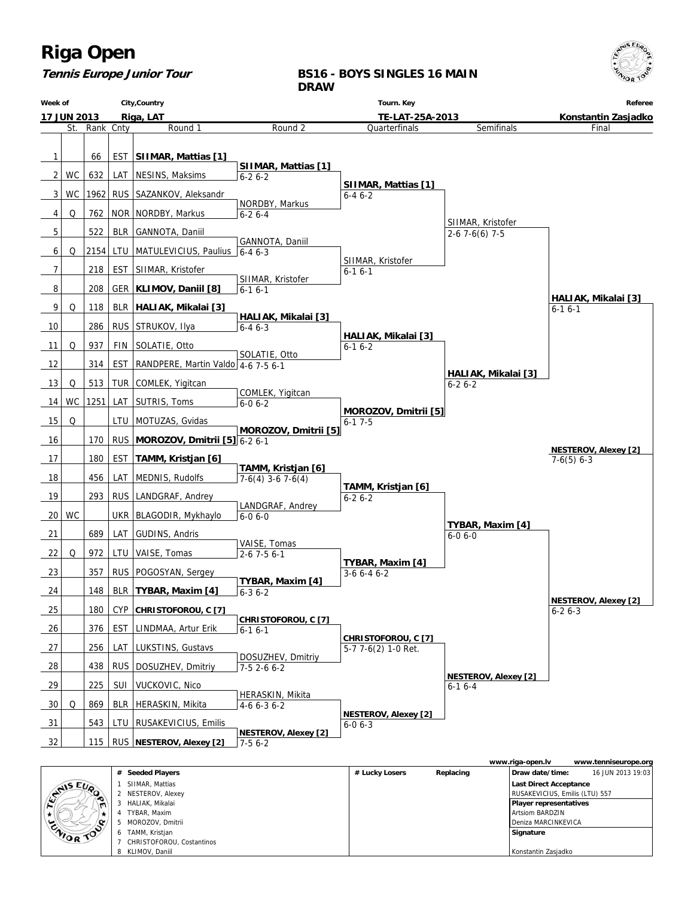# Riga Open

***Tennis Europe Junior Tour***

**BS16 - BOYS SINGLES 16 MAIN DRAW**

| Week of | City,Country | Tourn. Key | Referee |
|---|---|---|---|
| **17 JUN 2013** | **Riga, LAT** | **TE-LAT-25A-2013** | **Konstantin Zasjadko** |

| # | St. | Rank | Cnty | Round 1 | Round 2 | Quarterfinals | Semifinals | Final |
|---|---|---|---|---|---|---|---|---|
| 1 | | 66 | EST | **SIIMAR, Mattias [1]** | **SIIMAR, Mattias [1]** 6-2 6-2 | **SIIMAR, Mattias [1]** 6-4 6-2 | SIIMAR, Kristofer 2-6 7-6(6) 7-5 | **HALIAK, Mikalai [3]** 6-1 6-1 |
| 2 | WC | 632 | LAT | NESINS, Maksims | | | | |
| 3 | WC | 1962 | RUS | SAZANKOV, Aleksandr | NORDBY, Markus 6-2 6-4 | | | |
| 4 | Q | 762 | NOR | NORDBY, Markus | | | | |
| 5 | | 522 | BLR | GANNOTA, Daniil | GANNOTA, Daniil 6-4 6-3 | SIIMAR, Kristofer 6-1 6-1 | | |
| 6 | Q | 2154 | LTU | MATULEVICIUS, Paulius | | | | |
| 7 | | 218 | EST | SIIMAR, Kristofer | SIIMAR, Kristofer 6-1 6-1 | | | |
| 8 | | 208 | GER | **KLIMOV, Daniil [8]** | | | | |
| 9 | Q | 118 | BLR | **HALIAK, Mikalai [3]** | **HALIAK, Mikalai [3]** 6-4 6-3 | **HALIAK, Mikalai [3]** 6-1 6-2 | **HALIAK, Mikalai [3]** 6-2 6-2 | |
| 10 | | 286 | RUS | STRUKOV, Ilya | | | | |
| 11 | Q | 937 | FIN | SOLATIE, Otto | SOLATIE, Otto 4-6 7-5 6-1 | | | |
| 12 | | 314 | EST | RANDPERE, Martin Valdo | | | | |
| 13 | Q | 513 | TUR | COMLEK, Yigitcan | COMLEK, Yigitcan 6-0 6-2 | **MOROZOV, Dmitrii [5]** 6-1 7-5 | | |
| 14 | WC | 1251 | LAT | SUTRIS, Toms | | | | |
| 15 | Q | | LTU | MOTUZAS, Gvidas | **MOROZOV, Dmitrii [5]** 6-2 6-1 | | | |
| 16 | | 170 | RUS | **MOROZOV, Dmitrii [5]** | | | | **NESTEROV, Alexey [2]** 7-6(5) 6-3 |
| 17 | | 180 | EST | **TAMM, Kristjan [6]** | **TAMM, Kristjan [6]** 7-6(4) 3-6 7-6(4) | **TAMM, Kristjan [6]** 6-2 6-2 | **TYBAR, Maxim [4]** 6-0 6-0 | |
| 18 | | 456 | LAT | MEDNIS, Rudolfs | | | | |
| 19 | | 293 | RUS | LANDGRAF, Andrey | LANDGRAF, Andrey 6-0 6-0 | | | |
| 20 | WC | | UKR | BLAGODIR, Mykhaylo | | | | |
| 21 | | 689 | LAT | GUDINS, Andris | VAISE, Tomas 2-6 7-5 6-1 | **TYBAR, Maxim [4]** 3-6 6-4 6-2 | | |
| 22 | Q | 972 | LTU | VAISE, Tomas | | | | |
| 23 | | 357 | RUS | POGOSYAN, Sergey | **TYBAR, Maxim [4]** 6-3 6-2 | | | |
| 24 | | 148 | BLR | **TYBAR, Maxim [4]** | | | | **NESTEROV, Alexey [2]** 6-2 6-3 |
| 25 | | 180 | CYP | **CHRISTOFOROU, C [7]** | **CHRISTOFOROU, C [7]** 6-1 6-1 | **CHRISTOFOROU, C [7]** 5-7 7-6(2) 1-0 Ret. | **NESTEROV, Alexey [2]** 6-1 6-4 | |
| 26 | | 376 | EST | LINDMAA, Artur Erik | | | | |
| 27 | | 256 | LAT | LUKSTINS, Gustavs | DOSUZHEV, Dmitriy 7-5 2-6 6-2 | | | |
| 28 | | 438 | RUS | DOSUZHEV, Dmitriy | | | | |
| 29 | | 225 | SUI | VUCKOVIC, Nico | HERASKIN, Mikita 4-6 6-3 6-2 | **NESTEROV, Alexey [2]** 6-0 6-3 | | |
| 30 | Q | 869 | BLR | HERASKIN, Mikita | | | | |
| 31 | | 543 | LTU | RUSAKEVICIUS, Emilis | **NESTEROV, Alexey [2]** 7-5 6-2 | | | |
| 32 | | 115 | RUS | **NESTEROV, Alexey [2]** | | | | |

www.riga-open.lv www.tenniseurope.org

| # | Seeded Players | # Lucky Losers | Replacing | |
|---|---|---|---|---|
| 1 | SIIMAR, Mattias | | | **Draw date/time:** 16 JUN 2013 19:03 |
| 2 | NESTEROV, Alexey | | | **Last Direct Acceptance** |
| 3 | HALIAK, Mikalai | | | RUSAKEVICIUS, Emilis (LTU) 557 |
| 4 | TYBAR, Maxim | | | **Player representatives** |
| 5 | MOROZOV, Dmitrii | | | Artsiom BARDZIN |
| 6 | TAMM, Kristjan | | | Deniza MARCINKEVICA |
| 7 | CHRISTOFOROU, Costantinos | | | **Signature** |
| 8 | KLIMOV, Daniil | | | Konstantin Zasjadko |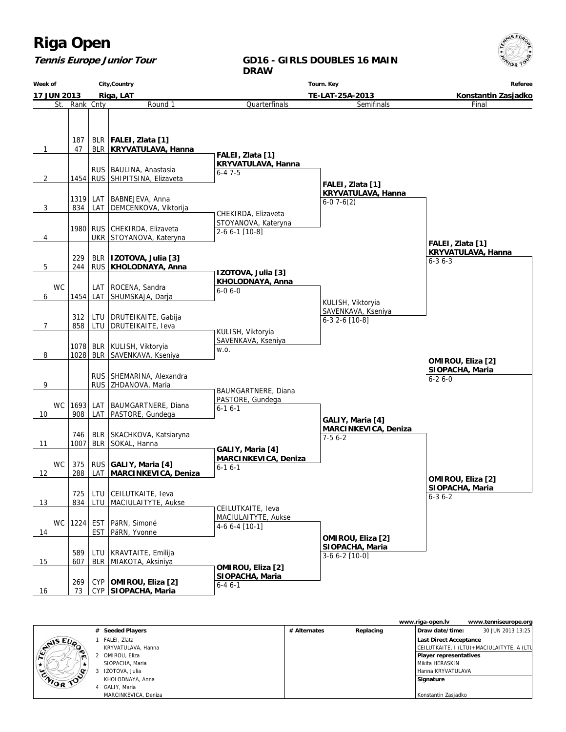# Riga Open

***Tennis Europe Junior Tour***

## GD16 - GIRLS DOUBLES 16 MAIN DRAW

| Week of | City,Country | Tourn. Key | Referee |
|---|---|---|---|
| 17 JUN 2013 | Riga, LAT | TE-LAT-25A-2013 | Konstantin Zasjadko |

| # | St. | Rank | Cnty | Round 1 |
|---|---|---|---|---|
| 1 | | 187 | BLR | **FALEI, Zlata [1]** |
| | | 47 | BLR | **KRYVATULAVA, Hanna** |
| 2 | | | RUS | BAULINA, Anastasia |
| | | 1454 | RUS | SHIPITSINA, Elizaveta |
| 3 | | 1319 | LAT | BABNEJEVA, Anna |
| | | 834 | LAT | DEMCENKOVA, Viktorija |
| 4 | | 1980 | RUS | CHEKIRDA, Elizaveta |
| | | | UKR | STOYANOVA, Kateryna |
| 5 | | 229 | BLR | **IZOTOVA, Julia [3]** |
| | | 244 | RUS | **KHOLODNAYA, Anna** |
| 6 | WC | | LAT | ROCENA, Sandra |
| | | 1454 | LAT | SHUMSKAJA, Darja |
| 7 | | 312 | LTU | DRUTEIKAITE, Gabija |
| | | 858 | LTU | DRUTEIKAITE, Ieva |
| 8 | | 1078 | BLR | KULISH, Viktoryia |
| | | 1028 | BLR | SAVENKAVA, Kseniya |
| 9 | | | RUS | SHEMARINA, Alexandra |
| | | | RUS | ZHDANOVA, Maria |
| 10 | WC | 1693 | LAT | BAUMGARTNERE, Diana |
| | | 908 | LAT | PASTORE, Gundega |
| 11 | | 746 | BLR | SKACHKOVA, Katsiaryna |
| | | 1007 | BLR | SOKAL, Hanna |
| 12 | WC | 375 | RUS | **GALIY, Maria [4]** |
| | | 288 | LAT | **MARCINKEVICA, Deniza** |
| 13 | | 725 | LTU | CEILUTKAITE, Ieva |
| | | 834 | LTU | MACIULAITYTE, Aukse |
| 14 | WC | 1224 | EST | PäRN, Simoné |
| | | | EST | PäRN, Yvonne |
| 15 | | 589 | LTU | KRAVTAITE, Emilija |
| | | 607 | BLR | MIAKOTA, Aksiniya |
| 16 | | 269 | CYP | **OMIROU, Eliza [2]** |
| | | 73 | CYP | **SIOPACHA, Maria** |

**Quarterfinals**

- **FALEI, Zlata [1] / KRYVATULAVA, Hanna** — 6-4 7-5
- CHEKIRDA, Elizaveta / STOYANOVA, Kateryna — 2-6 6-1 [10-8]
- **IZOTOVA, Julia [3] / KHOLODNAYA, Anna** — 6-0 6-0
- KULISH, Viktoryia / SAVENKAVA, Kseniya — w.o.
- BAUMGARTNERE, Diana / PASTORE, Gundega — 6-1 6-1
- **GALIY, Maria [4] / MARCINKEVICA, Deniza** — 6-1 6-1
- CEILUTKAITE, Ieva / MACIULAITYTE, Aukse — 4-6 6-4 [10-1]
- **OMIROU, Eliza [2] / SIOPACHA, Maria** — 6-4 6-1

**Semifinals**

- **FALEI, Zlata [1] / KRYVATULAVA, Hanna** — 6-0 7-6(2)
- KULISH, Viktoryia / SAVENKAVA, Kseniya — 6-3 2-6 [10-8]
- **GALIY, Maria [4] / MARCINKEVICA, Deniza** — 7-5 6-2
- **OMIROU, Eliza [2] / SIOPACHA, Maria** — 3-6 6-2 [10-0]

**Final**

- **FALEI, Zlata [1] / KRYVATULAVA, Hanna** — 6-3 6-3
- **OMIROU, Eliza [2] / SIOPACHA, Maria** — 6-3 6-2

**Winner:** **OMIROU, Eliza [2] / SIOPACHA, Maria** — 6-2 6-0

www.riga-open.lv www.tenniseurope.org

| # | Seeded Players | # Alternates | Replacing |
|---|---|---|---|
| 1 | FALEI, Zlata / KRYVATULAVA, Hanna | | |
| 2 | OMIROU, Eliza / SIOPACHA, Maria | | |
| 3 | IZOTOVA, Julia / KHOLODNAYA, Anna | | |
| 4 | GALIY, Maria / MARCINKEVICA, Deniza | | |

**Draw date/time:** 30 JUN 2013 13:25

**Last Direct Acceptance:** CEILUTKAITE, I (LTU)+MACIULAITYTE, A (LTU

**Player representatives:** Mikita HERASKIN, Hanna KRYVATULAVA

**Signature:** Konstantin Zasjadko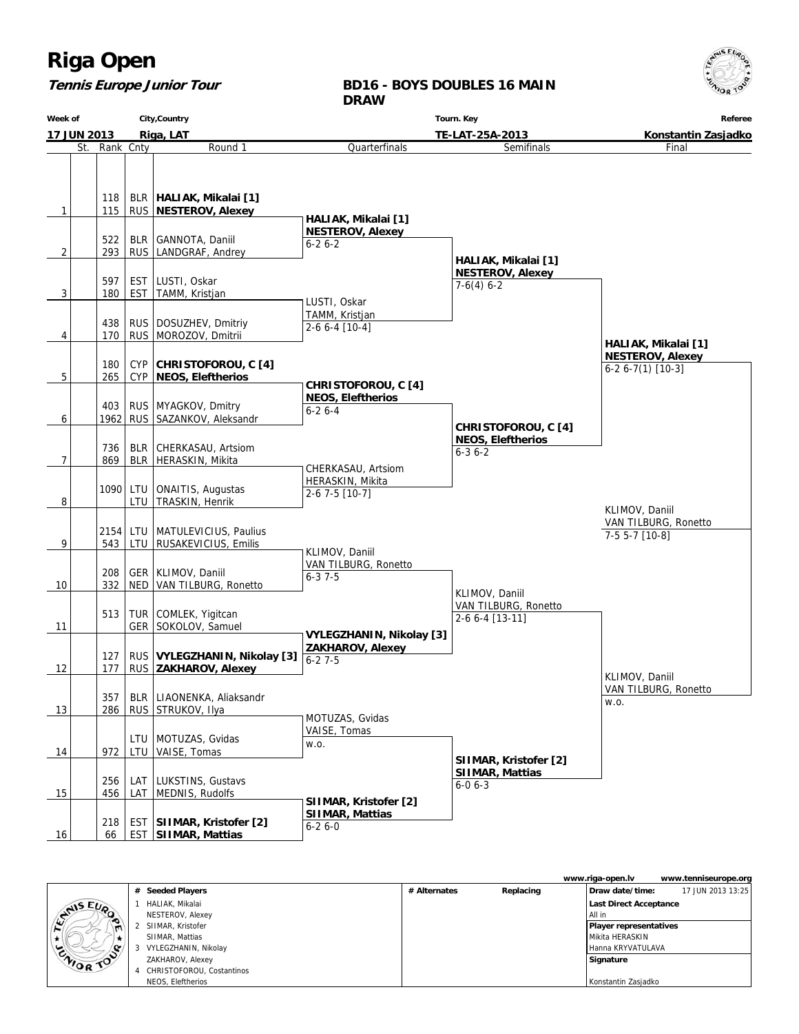# Riga Open

***Tennis Europe Junior Tour***

## BD16 - BOYS DOUBLES 16 MAIN DRAW

| Week of | City,Country | Tourn. Key | Referee |
|---|---|---|---|
| 17 JUN 2013 | Riga, LAT | TE-LAT-25A-2013 | Konstantin Zasjadko |

### Round 1

| # | St. | Rank | Cnty | Round 1 |
|---|---|---|---|---|
| 1 | | 118 | BLR | **HALIAK, Mikalai [1]** |
| | | 115 | RUS | **NESTEROV, Alexey** |
| 2 | | 522 | BLR | GANNOTA, Daniil |
| | | 293 | RUS | LANDGRAF, Andrey |
| 3 | | 597 | EST | LUSTI, Oskar |
| | | 180 | EST | TAMM, Kristjan |
| 4 | | 438 | RUS | DOSUZHEV, Dmitriy |
| | | 170 | RUS | MOROZOV, Dmitrii |
| 5 | | 180 | CYP | **CHRISTOFOROU, C [4]** |
| | | 265 | CYP | **NEOS, Eleftherios** |
| 6 | | 403 | RUS | MYAGKOV, Dmitry |
| | | 1962 | RUS | SAZANKOV, Aleksandr |
| 7 | | 736 | BLR | CHERKASAU, Artsiom |
| | | 869 | BLR | HERASKIN, Mikita |
| 8 | | 1090 | LTU | ONAITIS, Augustas |
| | | | LTU | TRASKIN, Henrik |
| 9 | | 2154 | LTU | MATULEVICIUS, Paulius |
| | | 543 | LTU | RUSAKEVICIUS, Emilis |
| 10 | | 208 | GER | KLIMOV, Daniil |
| | | 332 | NED | VAN TILBURG, Ronetto |
| 11 | | 513 | TUR | COMLEK, Yigitcan |
| | | | GER | SOKOLOV, Samuel |
| 12 | | 127 | RUS | **VYLEGZHANIN, Nikolay [3]** |
| | | 177 | RUS | **ZAKHAROV, Alexey** |
| 13 | | 357 | BLR | LIAONENKA, Aliaksandr |
| | | 286 | RUS | STRUKOV, Ilya |
| 14 | | | LTU | MOTUZAS, Gvidas |
| | | 972 | LTU | VAISE, Tomas |
| 15 | | 256 | LAT | LUKSTINS, Gustavs |
| | | 456 | LAT | MEDNIS, Rudolfs |
| 16 | | 218 | EST | **SIIMAR, Kristofer [2]** |
| | | 66 | EST | **SIIMAR, Mattias** |

### Quarterfinals

| Winners | Score |
|---|---|
| **HALIAK, Mikalai [1] / NESTEROV, Alexey** | 6-2 6-2 |
| LUSTI, Oskar / TAMM, Kristjan | 2-6 6-4 [10-4] |
| **CHRISTOFOROU, C [4] / NEOS, Eleftherios** | 6-2 6-4 |
| CHERKASAU, Artsiom / HERASKIN, Mikita | 2-6 7-5 [10-7] |
| KLIMOV, Daniil / VAN TILBURG, Ronetto | 6-3 7-5 |
| **VYLEGZHANIN, Nikolay [3] / ZAKHAROV, Alexey** | 6-2 7-5 |
| MOTUZAS, Gvidas / VAISE, Tomas | w.o. |
| **SIIMAR, Kristofer [2] / SIIMAR, Mattias** | 6-2 6-0 |

### Semifinals

| Winners | Score |
|---|---|
| **HALIAK, Mikalai [1] / NESTEROV, Alexey** | 7-6(4) 6-2 |
| **CHRISTOFOROU, C [4] / NEOS, Eleftherios** | 6-3 6-2 |
| KLIMOV, Daniil / VAN TILBURG, Ronetto | 2-6 6-4 [13-11] |
| **SIIMAR, Kristofer [2] / SIIMAR, Mattias** | 6-0 6-3 |

### Final

| Winners | Score |
|---|---|
| **HALIAK, Mikalai [1] / NESTEROV, Alexey** | 6-2 6-7(1) [10-3] |
| KLIMOV, Daniil / VAN TILBURG, Ronetto | w.o. |

### Winner

KLIMOV, Daniil / VAN TILBURG, Ronetto — 7-5 5-7 [10-8]

---

www.riga-open.lv | www.tenniseurope.org

| # | Seeded Players | # Alternates | Replacing |
|---|---|---|---|
| 1 | HALIAK, Mikalai / NESTEROV, Alexey | | |
| 2 | SIIMAR, Kristofer / SIIMAR, Mattias | | |
| 3 | VYLEGZHANIN, Nikolay / ZAKHAROV, Alexey | | |
| 4 | CHRISTOFOROU, Costantinos / NEOS, Eleftherios | | |

**Draw date/time:** 17 JUN 2013 13:25

**Last Direct Acceptance**
All in

**Player representatives**
Mikita HERASKIN
Hanna KRYVATULAVA

**Signature**
Konstantin Zasjadko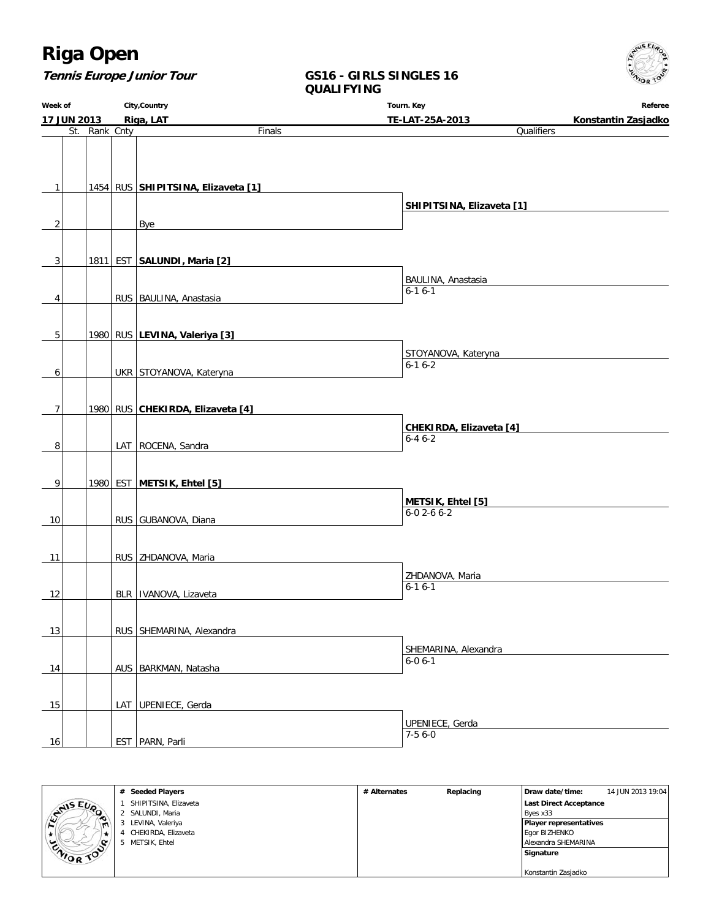# Riga Open

***Tennis Europe Junior Tour***

**GS16 - GIRLS SINGLES 16**
**QUALIFYING**

| Week of | City,Country | Tourn. Key | Referee |
|---|---|---|---|
| **17 JUN 2013** | **Riga, LAT** | **TE-LAT-25A-2013** | **Konstantin Zasjadko** |

| # | St. | Rank | Cnty | Finals | Qualifiers |
|---|---|---|---|---|---|
| 1 | | 1454 | RUS | **SHIPITSINA, Elizaveta [1]** | |
| | | | | | **SHIPITSINA, Elizaveta [1]** |
| 2 | | | | Bye | |
| 3 | | 1811 | EST | **SALUNDI, Maria [2]** | |
| | | | | | BAULINA, Anastasia 6-1 6-1 |
| 4 | | | RUS | BAULINA, Anastasia | |
| 5 | | 1980 | RUS | **LEVINA, Valeriya [3]** | |
| | | | | | STOYANOVA, Kateryna 6-1 6-2 |
| 6 | | | UKR | STOYANOVA, Kateryna | |
| 7 | | 1980 | RUS | **CHEKIRDA, Elizaveta [4]** | |
| | | | | | **CHEKIRDA, Elizaveta [4]** 6-4 6-2 |
| 8 | | | LAT | ROCENA, Sandra | |
| 9 | | 1980 | EST | **METSIK, Ehtel [5]** | |
| | | | | | **METSIK, Ehtel [5]** 6-0 2-6 6-2 |
| 10 | | | RUS | GUBANOVA, Diana | |
| 11 | | | RUS | ZHDANOVA, Maria | |
| | | | | | ZHDANOVA, Maria 6-1 6-1 |
| 12 | | | BLR | IVANOVA, Lizaveta | |
| 13 | | | RUS | SHEMARINA, Alexandra | |
| | | | | | SHEMARINA, Alexandra 6-0 6-1 |
| 14 | | | AUS | BARKMAN, Natasha | |
| 15 | | | LAT | UPENIECE, Gerda | |
| | | | | | UPENIECE, Gerda 7-5 6-0 |
| 16 | | | EST | PARN, Parli | |

| # Seeded Players | # Alternates | Replacing | Draw date/time: 14 JUN 2013 19:04 |
|---|---|---|---|
| 1 SHIPITSINA, Elizaveta | | | **Last Direct Acceptance** |
| 2 SALUNDI, Maria | | | Byes x33 |
| 3 LEVINA, Valeriya | | | **Player representatives** |
| 4 CHEKIRDA, Elizaveta | | | Egor BIZHENKO |
| 5 METSIK, Ehtel | | | Alexandra SHEMARINA |
| | | | **Signature** |
| | | | Konstantin Zasjadko |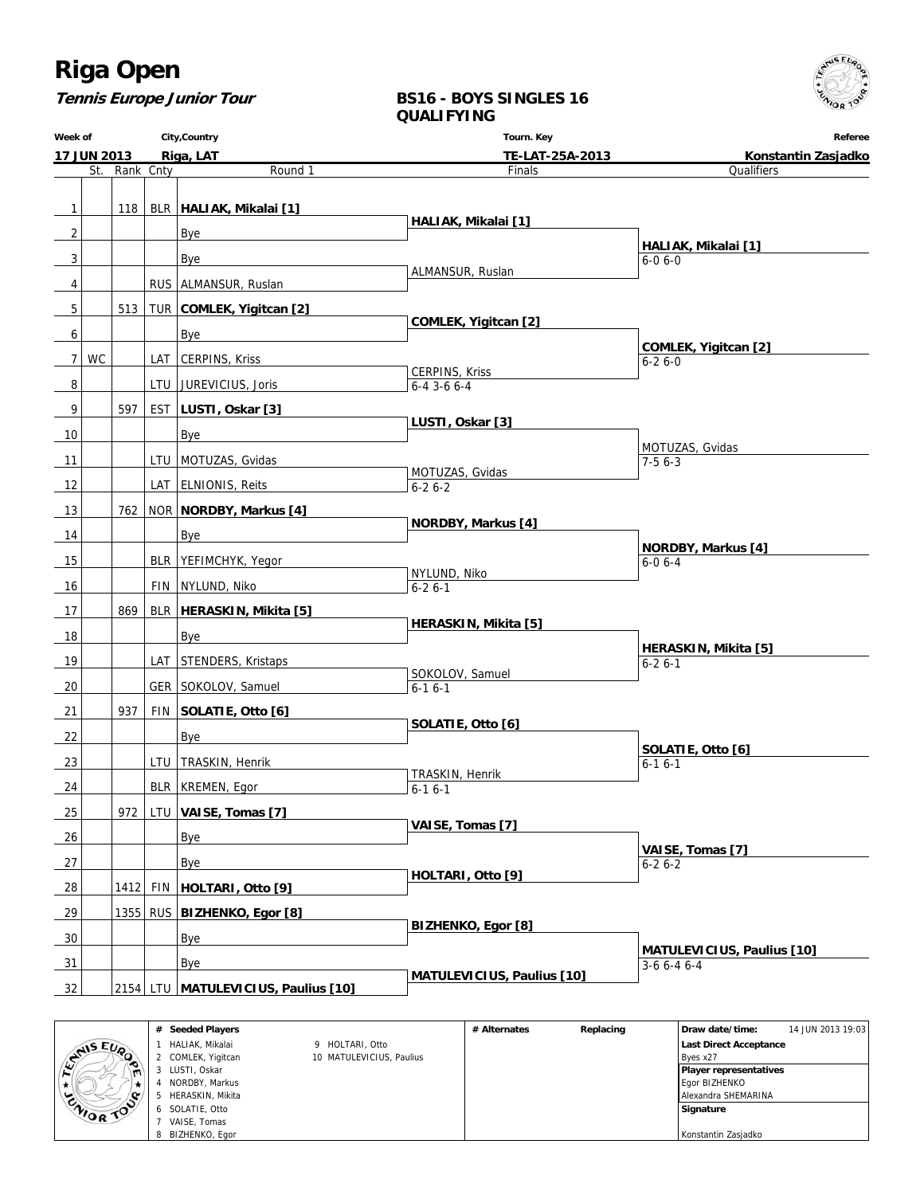# Riga Open

***Tennis Europe Junior Tour***

**BS16 - BOYS SINGLES 16 QUALIFYING**

| Week of | City,Country | Tourn. Key | Referee |
|---|---|---|---|
| 17 JUN 2013 | Riga, LAT | TE-LAT-25A-2013 | Konstantin Zasjadko |

| # | St. | Rank | Cnty | Round 1 | Finals | Qualifiers |
|---|---|---|---|---|---|---|
| 1 | | 118 | BLR | **HALIAK, Mikalai [1]** | **HALIAK, Mikalai [1]** | |
| 2 | | | | Bye | | **HALIAK, Mikalai [1]** |
| 3 | | | | Bye | | 6-0 6-0 |
| 4 | | | RUS | ALMANSUR, Ruslan | ALMANSUR, Ruslan | |
| 5 | | 513 | TUR | **COMLEK, Yigitcan [2]** | **COMLEK, Yigitcan [2]** | |
| 6 | | | | Bye | | **COMLEK, Yigitcan [2]** |
| 7 | WC | | LAT | CERPINS, Kriss | | 6-2 6-0 |
| 8 | | | LTU | JUREVICIUS, Joris | CERPINS, Kriss 6-4 3-6 6-4 | |
| 9 | | 597 | EST | **LUSTI, Oskar [3]** | **LUSTI, Oskar [3]** | |
| 10 | | | | Bye | | MOTUZAS, Gvidas |
| 11 | | | LTU | MOTUZAS, Gvidas | | 7-5 6-3 |
| 12 | | | LAT | ELNIONIS, Reits | MOTUZAS, Gvidas 6-2 6-2 | |
| 13 | | 762 | NOR | **NORDBY, Markus [4]** | **NORDBY, Markus [4]** | |
| 14 | | | | Bye | | **NORDBY, Markus [4]** |
| 15 | | | BLR | YEFIMCHYK, Yegor | | 6-0 6-4 |
| 16 | | | FIN | NYLUND, Niko | NYLUND, Niko 6-2 6-1 | |
| 17 | | 869 | BLR | **HERASKIN, Mikita [5]** | **HERASKIN, Mikita [5]** | |
| 18 | | | | Bye | | **HERASKIN, Mikita [5]** |
| 19 | | | LAT | STENDERS, Kristaps | | 6-2 6-1 |
| 20 | | | GER | SOKOLOV, Samuel | SOKOLOV, Samuel 6-1 6-1 | |
| 21 | | 937 | FIN | **SOLATIE, Otto [6]** | **SOLATIE, Otto [6]** | |
| 22 | | | | Bye | | **SOLATIE, Otto [6]** |
| 23 | | | LTU | TRASKIN, Henrik | | 6-1 6-1 |
| 24 | | | BLR | KREMEN, Egor | TRASKIN, Henrik 6-1 6-1 | |
| 25 | | 972 | LTU | **VAISE, Tomas [7]** | **VAISE, Tomas [7]** | |
| 26 | | | | Bye | | **VAISE, Tomas [7]** |
| 27 | | | | Bye | | 6-2 6-2 |
| 28 | | 1412 | FIN | **HOLTARI, Otto [9]** | **HOLTARI, Otto [9]** | |
| 29 | | 1355 | RUS | **BIZHENKO, Egor [8]** | **BIZHENKO, Egor [8]** | |
| 30 | | | | Bye | | **MATULEVICIUS, Paulius [10]** |
| 31 | | | | Bye | | 3-6 6-4 6-4 |
| 32 | | 2154 | LTU | **MATULEVICIUS, Paulius [10]** | **MATULEVICIUS, Paulius [10]** | |

| # Seeded Players | | # Alternates | Replacing | |
|---|---|---|---|---|
| 1 HALIAK, Mikalai | 9 HOLTARI, Otto | | | **Draw date/time:** 14 JUN 2013 19:03 |
| 2 COMLEK, Yigitcan | 10 MATULEVICIUS, Paulius | | | **Last Direct Acceptance** |
| 3 LUSTI, Oskar | | | | Byes x27 |
| 4 NORDBY, Markus | | | | **Player representatives** |
| 5 HERASKIN, Mikita | | | | Egor BIZHENKO |
| 6 SOLATIE, Otto | | | | Alexandra SHEMARINA |
| 7 VAISE, Tomas | | | | **Signature** |
| 8 BIZHENKO, Egor | | | | Konstantin Zasjadko |